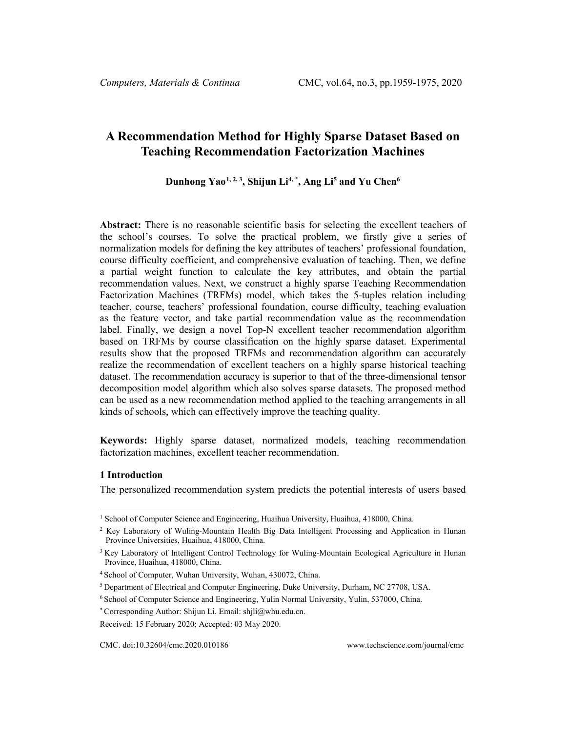# A Recommendation Method for Highly Sparse Dataset Based on Teaching Recommendation Factorization Machines

**Dunhong Yao[1, 2, 3], Shijun Li[4, *], Ang Li[5] and Yu Chen[6]**

**Abstract:** There is no reasonable scientific basis for selecting the excellent teachers of the school's courses. To solve the practical problem, we firstly give a series of normalization models for defining the key attributes of teachers' professional foundation, course difficulty coefficient, and comprehensive evaluation of teaching. Then, we define a partial weight function to calculate the key attributes, and obtain the partial recommendation values. Next, we construct a highly sparse Teaching Recommendation Factorization Machines (TRFMs) model, which takes the 5-tuples relation including teacher, course, teachers' professional foundation, course difficulty, teaching evaluation as the feature vector, and take partial recommendation value as the recommendation label. Finally, we design a novel Top-N excellent teacher recommendation algorithm based on TRFMs by course classification on the highly sparse dataset. Experimental results show that the proposed TRFMs and recommendation algorithm can accurately realize the recommendation of excellent teachers on a highly sparse historical teaching dataset. The recommendation accuracy is superior to that of the three-dimensional tensor decomposition model algorithm which also solves sparse datasets. The proposed method can be used as a new recommendation method applied to the teaching arrangements in all kinds of schools, which can effectively improve the teaching quality.

**Keywords:** Highly sparse dataset, normalized models, teaching recommendation factorization machines, excellent teacher recommendation.

## 1 Introduction

The personalized recommendation system predicts the potential interests of users based

---

[1] School of Computer Science and Engineering, Huaihua University, Huaihua, 418000, China.

[2] Key Laboratory of Wuling-Mountain Health Big Data Intelligent Processing and Application in Hunan Province Universities, Huaihua, 418000, China.

[3] Key Laboratory of Intelligent Control Technology for Wuling-Mountain Ecological Agriculture in Hunan Province, Huaihua, 418000, China.

[4] School of Computer, Wuhan University, Wuhan, 430072, China.

[5] Department of Electrical and Computer Engineering, Duke University, Durham, NC 27708, USA.

[6] School of Computer Science and Engineering, Yulin Normal University, Yulin, 537000, China.

[*] Corresponding Author: Shijun Li. Email: shjli@whu.edu.cn.

Received: 15 February 2020; Accepted: 03 May 2020.

CMC. doi:10.32604/cmc.2020.010186 www.techscience.com/journal/cmc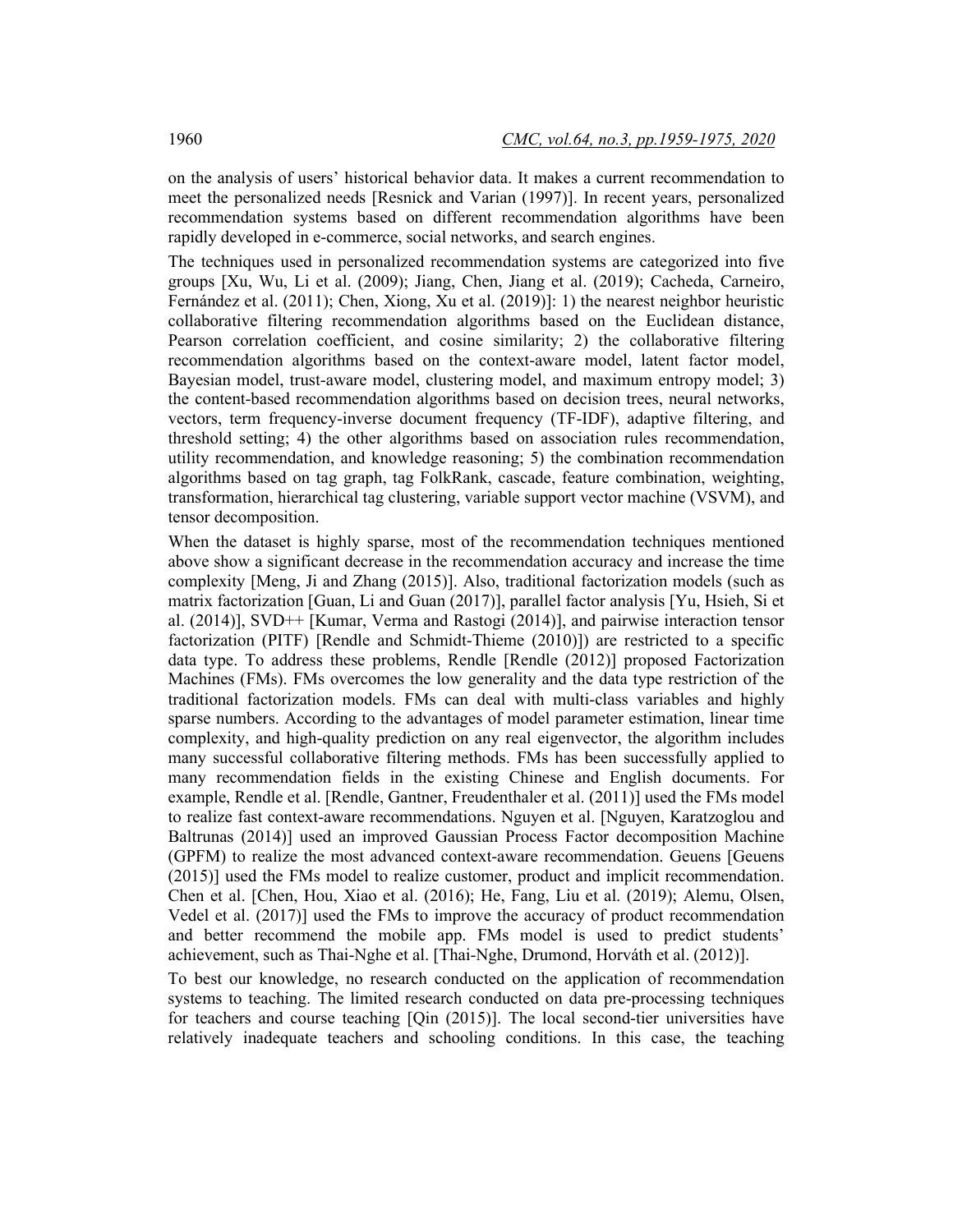on the analysis of users' historical behavior data. It makes a current recommendation to meet the personalized needs [Resnick and Varian (1997)]. In recent years, personalized recommendation systems based on different recommendation algorithms have been rapidly developed in e-commerce, social networks, and search engines.

The techniques used in personalized recommendation systems are categorized into five groups [Xu, Wu, Li et al. (2009); Jiang, Chen, Jiang et al. (2019); Cacheda, Carneiro, Fernández et al. (2011); Chen, Xiong, Xu et al. (2019)]: 1) the nearest neighbor heuristic collaborative filtering recommendation algorithms based on the Euclidean distance, Pearson correlation coefficient, and cosine similarity; 2) the collaborative filtering recommendation algorithms based on the context-aware model, latent factor model, Bayesian model, trust-aware model, clustering model, and maximum entropy model; 3) the content-based recommendation algorithms based on decision trees, neural networks, vectors, term frequency-inverse document frequency (TF-IDF), adaptive filtering, and threshold setting; 4) the other algorithms based on association rules recommendation, utility recommendation, and knowledge reasoning; 5) the combination recommendation algorithms based on tag graph, tag FolkRank, cascade, feature combination, weighting, transformation, hierarchical tag clustering, variable support vector machine (VSVM), and tensor decomposition.

When the dataset is highly sparse, most of the recommendation techniques mentioned above show a significant decrease in the recommendation accuracy and increase the time complexity [Meng, Ji and Zhang (2015)]. Also, traditional factorization models (such as matrix factorization [Guan, Li and Guan (2017)], parallel factor analysis [Yu, Hsieh, Si et al. (2014)], SVD++ [Kumar, Verma and Rastogi (2014)], and pairwise interaction tensor factorization (PITF) [Rendle and Schmidt-Thieme (2010)]) are restricted to a specific data type. To address these problems, Rendle [Rendle (2012)] proposed Factorization Machines (FMs). FMs overcomes the low generality and the data type restriction of the traditional factorization models. FMs can deal with multi-class variables and highly sparse numbers. According to the advantages of model parameter estimation, linear time complexity, and high-quality prediction on any real eigenvector, the algorithm includes many successful collaborative filtering methods. FMs has been successfully applied to many recommendation fields in the existing Chinese and English documents. For example, Rendle et al. [Rendle, Gantner, Freudenthaler et al. (2011)] used the FMs model to realize fast context-aware recommendations. Nguyen et al. [Nguyen, Karatzoglou and Baltrunas (2014)] used an improved Gaussian Process Factor decomposition Machine (GPFM) to realize the most advanced context-aware recommendation. Geuens [Geuens (2015)] used the FMs model to realize customer, product and implicit recommendation. Chen et al. [Chen, Hou, Xiao et al. (2016); He, Fang, Liu et al. (2019); Alemu, Olsen, Vedel et al. (2017)] used the FMs to improve the accuracy of product recommendation and better recommend the mobile app. FMs model is used to predict students' achievement, such as Thai-Nghe et al. [Thai-Nghe, Drumond, Horváth et al. (2012)].

To best our knowledge, no research conducted on the application of recommendation systems to teaching. The limited research conducted on data pre-processing techniques for teachers and course teaching [Qin (2015)]. The local second-tier universities have relatively inadequate teachers and schooling conditions. In this case, the teaching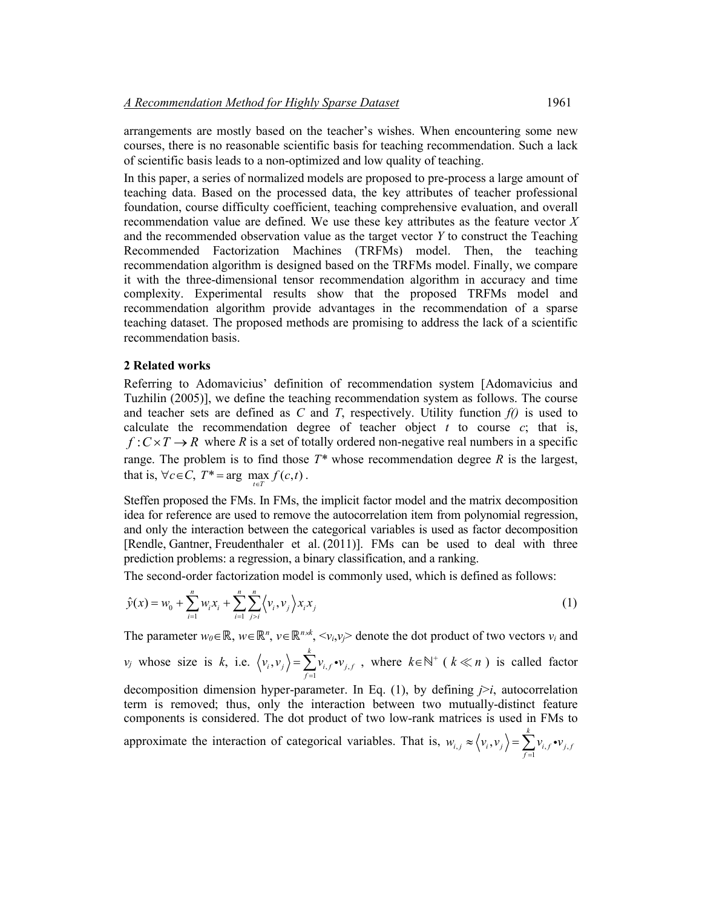arrangements are mostly based on the teacher's wishes. When encountering some new courses, there is no reasonable scientific basis for teaching recommendation. Such a lack of scientific basis leads to a non-optimized and low quality of teaching.

In this paper, a series of normalized models are proposed to pre-process a large amount of teaching data. Based on the processed data, the key attributes of teacher professional foundation, course difficulty coefficient, teaching comprehensive evaluation, and overall recommendation value are defined. We use these key attributes as the feature vector $X$ and the recommended observation value as the target vector $Y$ to construct the Teaching Recommended Factorization Machines (TRFMs) model. Then, the teaching recommendation algorithm is designed based on the TRFMs model. Finally, we compare it with the three-dimensional tensor recommendation algorithm in accuracy and time complexity. Experimental results show that the proposed TRFMs model and recommendation algorithm provide advantages in the recommendation of a sparse teaching dataset. The proposed methods are promising to address the lack of a scientific recommendation basis.

## 2 Related works

Referring to Adomavicius' definition of recommendation system [Adomavicius and Tuzhilin (2005)], we define the teaching recommendation system as follows. The course and teacher sets are defined as $C$ and $T$, respectively. Utility function $f()$ is used to calculate the recommendation degree of teacher object $t$ to course $c$; that is, $f: C \times T \rightarrow R$ where $R$ is a set of totally ordered non-negative real numbers in a specific range. The problem is to find those $T^*$ whose recommendation degree $R$ is the largest, that is, $\forall c \in C,\ T^* = \arg \max_{t \in T} f(c,t)$.

Steffen proposed the FMs. In FMs, the implicit factor model and the matrix decomposition idea for reference are used to remove the autocorrelation item from polynomial regression, and only the interaction between the categorical variables is used as factor decomposition [Rendle, Gantner, Freudenthaler et al. (2011)]. FMs can be used to deal with three prediction problems: a regression, a binary classification, and a ranking.

The second-order factorization model is commonly used, which is defined as follows:

$$\hat{y}(x) = w_0 + \sum_{i=1}^{n} w_i x_i + \sum_{i=1}^{n} \sum_{j>i}^{n} \langle v_i, v_j \rangle x_i x_j \tag{1}$$

The parameter $w_0 \in \mathbb{R}$, $w \in \mathbb{R}^n$, $v \in \mathbb{R}^{n \times k}$, $\langle v_i, v_j \rangle$ denote the dot product of two vectors $v_i$ and $v_j$ whose size is $k$, i.e. $\langle v_i, v_j \rangle = \sum_{f=1}^{k} v_{i,f} \bullet v_{j,f}$, where $k \in \mathbb{N}^+$ ($k \ll n$) is called factor decomposition dimension hyper-parameter. In Eq. (1), by defining $j > i$, autocorrelation term is removed; thus, only the interaction between two mutually-distinct feature components is considered. The dot product of two low-rank matrices is used in FMs to approximate the interaction of categorical variables. That is, $w_{i,j} \approx \langle v_i, v_j \rangle = \sum_{f=1}^{k} v_{i,f} \bullet v_{j,f}$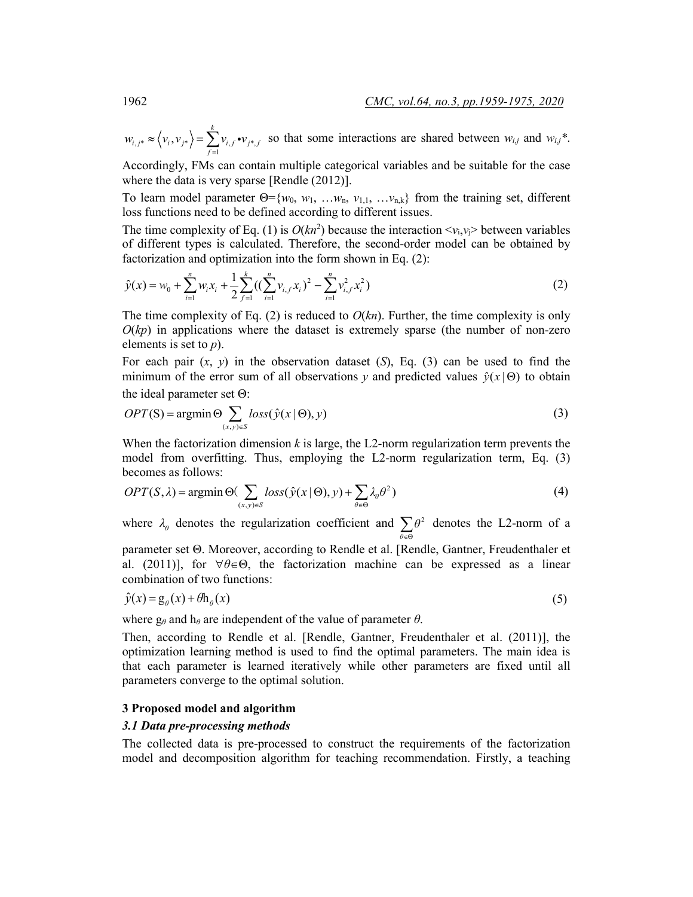$w_{i,j^*} \approx \langle v_i, v_{j^*} \rangle = \sum_{f=1}^{k} v_{i,f} \bullet v_{j^*,f}$ so that some interactions are shared between $w_{i,j}$ and $w_{i,j}$*. Accordingly, FMs can contain multiple categorical variables and be suitable for the case where the data is very sparse [Rendle (2012)].

To learn model parameter $\Theta=\{w_0, w_1, \ldots w_n, v_{1,1}, \ldots v_{n,k}\}$ from the training set, different loss functions need to be defined according to different issues.

The time complexity of Eq. (1) is $O(kn^2)$ because the interaction $<v_i,v_j>$ between variables of different types is calculated. Therefore, the second-order model can be obtained by factorization and optimization into the form shown in Eq. (2):

$$\hat{y}(x) = w_0 + \sum_{i=1}^{n} w_i x_i + \frac{1}{2}\sum_{f=1}^{k}((\sum_{i=1}^{n} v_{i,f} x_i)^2 - \sum_{i=1}^{n} v_{i,f}^2 x_i^2) \tag{2}$$

The time complexity of Eq. (2) is reduced to $O(kn)$. Further, the time complexity is only $O(kp)$ in applications where the dataset is extremely sparse (the number of non-zero elements is set to $p$).

For each pair ($x$, $y$) in the observation dataset ($S$), Eq. (3) can be used to find the minimum of the error sum of all observations $y$ and predicted values $\hat{y}(x \mid \Theta)$ to obtain the ideal parameter set $\Theta$:

$$OPT(\mathrm{S}) = \operatorname{argmin} \Theta \sum_{(x,y)\in S} loss(\hat{y}(x \mid \Theta), y) \tag{3}$$

When the factorization dimension $k$ is large, the L2-norm regularization term prevents the model from overfitting. Thus, employing the L2-norm regularization term, Eq. (3) becomes as follows:

$$OPT(S,\lambda) = \operatorname{argmin} \Theta(\sum_{(x,y)\in S} loss(\hat{y}(x \mid \Theta), y) + \sum_{\theta\in\Theta} \lambda_\theta \theta^2) \tag{4}$$

where $\lambda_\theta$ denotes the regularization coefficient and $\sum_{\theta\in\Theta}\theta^2$ denotes the L2-norm of a parameter set $\Theta$. Moreover, according to Rendle et al. [Rendle, Gantner, Freudenthaler et al. (2011)], for $\forall\theta\in\Theta$, the factorization machine can be expressed as a linear combination of two functions:

$$\hat{y}(x) = \mathrm{g}_\theta(x) + \theta \mathrm{h}_\theta(x) \tag{5}$$

where $\mathrm{g}_\theta$ and $\mathrm{h}_\theta$ are independent of the value of parameter $\theta$.

Then, according to Rendle et al. [Rendle, Gantner, Freudenthaler et al. (2011)], the optimization learning method is used to find the optimal parameters. The main idea is that each parameter is learned iteratively while other parameters are fixed until all parameters converge to the optimal solution.

## 3 Proposed model and algorithm

### *3.1 Data pre-processing methods*

The collected data is pre-processed to construct the requirements of the factorization model and decomposition algorithm for teaching recommendation. Firstly, a teaching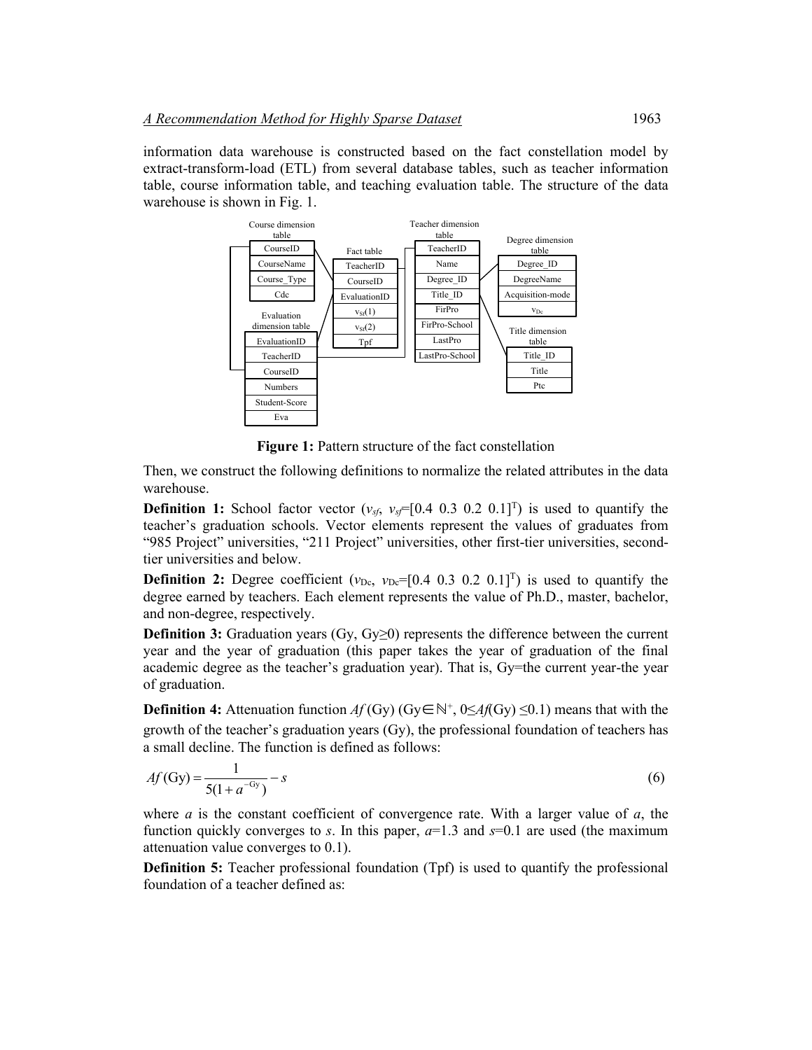information data warehouse is constructed based on the fact constellation model by extract-transform-load (ETL) from several database tables, such as teacher information table, course information table, and teaching evaluation table. The structure of the data warehouse is shown in Fig. 1.

| Course dimension table |
|---|
| CourseID |
| CourseName |
| Course_Type |
| Cdc |

| Evaluation dimension table |
|---|
| EvaluationID |
| TeacherID |
| CourseID |
| Numbers |
| Student-Score |
| Eva |

| Fact table |
|---|
| TeacherID |
| CourseID |
| EvaluationID |
| $v_{Sf}(1)$ |
| $v_{Sf}(2)$ |
| Tpf |

| Teacher dimension table |
|---|
| TeacherID |
| Name |
| Degree_ID |
| Title_ID |
| FirPro |
| FirPro-School |
| LastPro |
| LastPro-School |

| Degree dimension table |
|---|
| Degree_ID |
| DegreeName |
| Acquisition-mode |
| $v_{Dc}$ |

| Title dimension table |
|---|
| Title_ID |
| Title |
| Ptc |

**Figure 1:** Pattern structure of the fact constellation

Then, we construct the following definitions to normalize the related attributes in the data warehouse.

**Definition 1:** School factor vector ($v_{sf}$, $v_{sf}$=[0.4 0.3 0.2 0.1]$^T$) is used to quantify the teacher's graduation schools. Vector elements represent the values of graduates from "985 Project" universities, "211 Project" universities, other first-tier universities, second-tier universities and below.

**Definition 2:** Degree coefficient ($v_{Dc}$, $v_{Dc}$=[0.4 0.3 0.2 0.1]$^T$) is used to quantify the degree earned by teachers. Each element represents the value of Ph.D., master, bachelor, and non-degree, respectively.

**Definition 3:** Graduation years (Gy, Gy≥0) represents the difference between the current year and the year of graduation (this paper takes the year of graduation of the final academic degree as the teacher's graduation year). That is, Gy=the current year-the year of graduation.

**Definition 4:** Attenuation function $Af$ (Gy) (Gy$\in\mathbb{N}^+$, $0\le Af(\text{Gy})\le 0.1$) means that with the growth of the teacher's graduation years (Gy), the professional foundation of teachers has a small decline. The function is defined as follows:

$$Af(\text{Gy}) = \frac{1}{5(1+a^{-\text{Gy}})} - s \tag{6}$$

where $a$ is the constant coefficient of convergence rate. With a larger value of $a$, the function quickly converges to $s$. In this paper, $a$=1.3 and $s$=0.1 are used (the maximum attenuation value converges to 0.1).

**Definition 5:** Teacher professional foundation (Tpf) is used to quantify the professional foundation of a teacher defined as: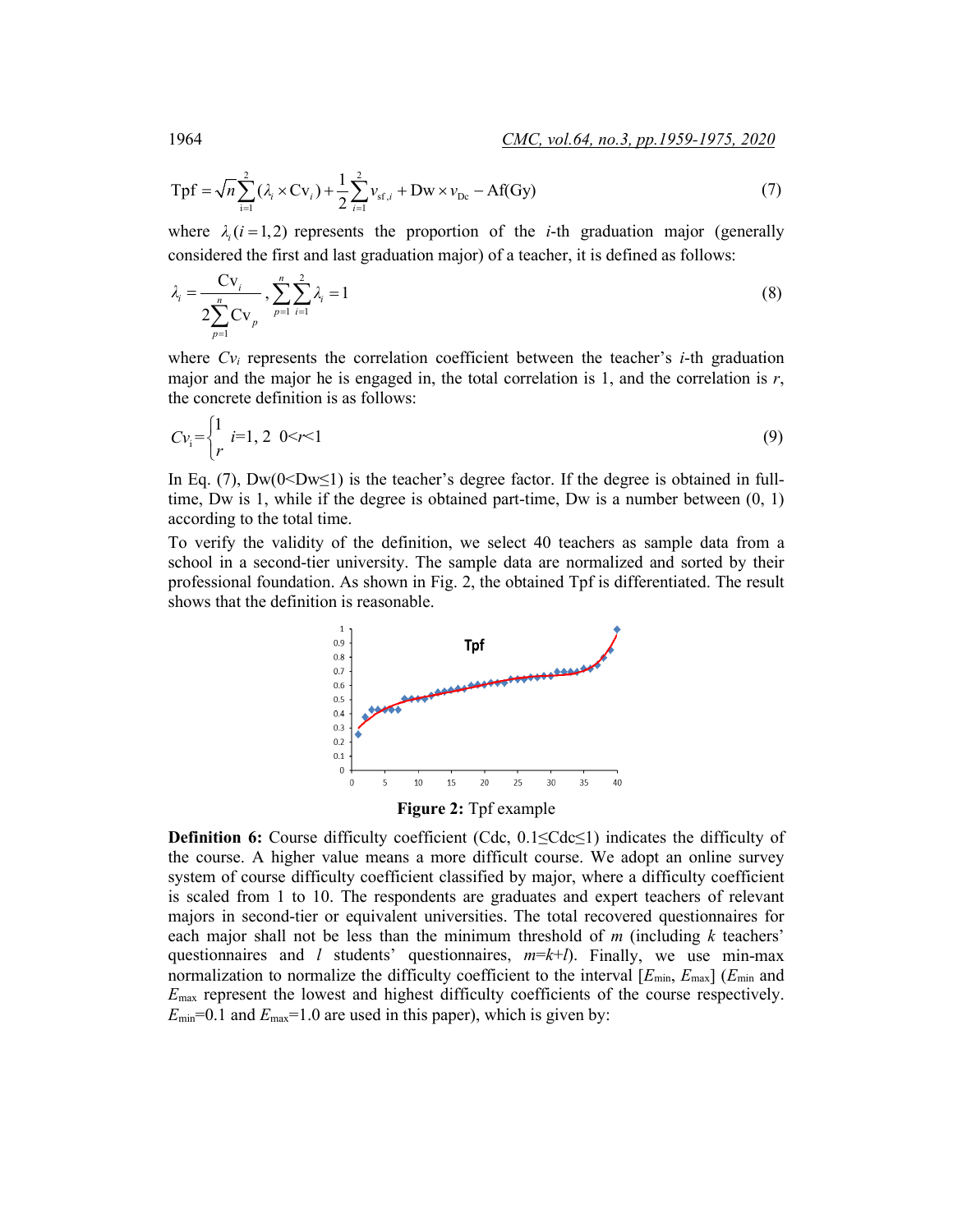$$\text{Tpf} = \sqrt{n}\sum_{i=1}^{2}(\lambda_i \times \text{Cv}_i) + \frac{1}{2}\sum_{i=1}^{2} v_{\text{sf},i} + \text{Dw} \times v_{\text{Dc}} - \text{Af(Gy)} \tag{7}$$

where $\lambda_i (i = 1,2)$ represents the proportion of the $i$-th graduation major (generally considered the first and last graduation major) of a teacher, it is defined as follows:

$$\lambda_i = \frac{\text{Cv}_i}{2\sum_{p=1}^{n}\text{Cv}_p}, \sum_{p=1}^{n}\sum_{i=1}^{2}\lambda_i = 1 \tag{8}$$

where $Cv_i$ represents the correlation coefficient between the teacher's $i$-th graduation major and the major he is engaged in, the total correlation is 1, and the correlation is $r$, the concrete definition is as follows:

$$Cv_i = \begin{cases} 1 \\ r \end{cases} \quad i=1, 2 \quad 0<r<1 \tag{9}$$

In Eq. (7), Dw(0<Dw≤1) is the teacher's degree factor. If the degree is obtained in full-time, Dw is 1, while if the degree is obtained part-time, Dw is a number between (0, 1) according to the total time.

To verify the validity of the definition, we select 40 teachers as sample data from a school in a second-tier university. The sample data are normalized and sorted by their professional foundation. As shown in Fig. 2, the obtained Tpf is differentiated. The result shows that the definition is reasonable.

**Figure 2:** Tpf example

**Definition 6:** Course difficulty coefficient (Cdc, 0.1≤Cdc≤1) indicates the difficulty of the course. A higher value means a more difficult course. We adopt an online survey system of course difficulty coefficient classified by major, where a difficulty coefficient is scaled from 1 to 10. The respondents are graduates and expert teachers of relevant majors in second-tier or equivalent universities. The total recovered questionnaires for each major shall not be less than the minimum threshold of $m$ (including $k$ teachers' questionnaires and $l$ students' questionnaires, $m=k+l$). Finally, we use min-max normalization to normalize the difficulty coefficient to the interval [$E_{\min}$, $E_{\max}$] ($E_{\min}$ and $E_{\max}$ represent the lowest and highest difficulty coefficients of the course respectively. $E_{\min}$=0.1 and $E_{\max}$=1.0 are used in this paper), which is given by: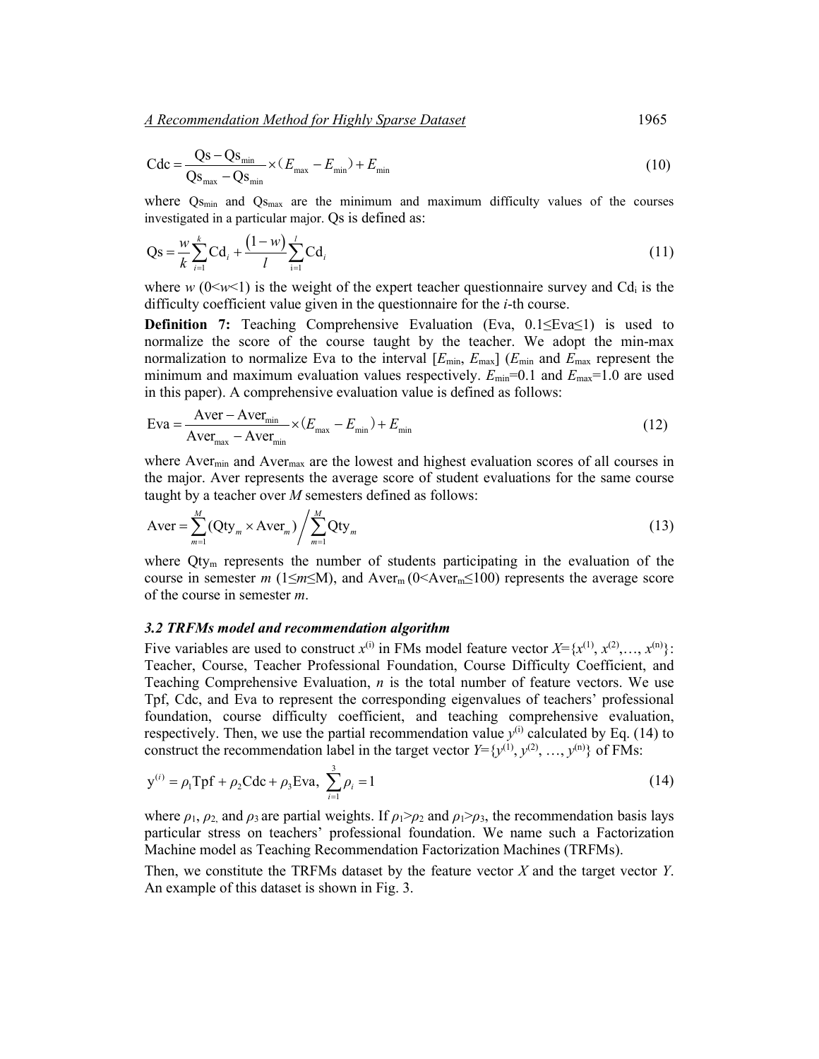$$\text{Cdc} = \frac{\text{Qs} - \text{Qs}_{\min}}{\text{Qs}_{\max} - \text{Qs}_{\min}} \times (E_{\max} - E_{\min}) + E_{\min} \tag{10}$$

where $\text{Qs}_{\min}$ and $\text{Qs}_{\max}$ are the minimum and maximum difficulty values of the courses investigated in a particular major. Qs is defined as:

$$\text{Qs} = \frac{w}{k}\sum_{i=1}^{k}\text{Cd}_i + \frac{(1-w)}{l}\sum_{i=1}^{l}\text{Cd}_i \tag{11}$$

where $w$ ($0<w<1$) is the weight of the expert teacher questionnaire survey and $\text{Cd}_i$ is the difficulty coefficient value given in the questionnaire for the $i$-th course.

**Definition 7:** Teaching Comprehensive Evaluation (Eva, $0.1 \le \text{Eva} \le 1$) is used to normalize the score of the course taught by the teacher. We adopt the min-max normalization to normalize Eva to the interval [$E_{\min}$, $E_{\max}$] ($E_{\min}$ and $E_{\max}$ represent the minimum and maximum evaluation values respectively. $E_{\min}=0.1$ and $E_{\max}=1.0$ are used in this paper). A comprehensive evaluation value is defined as follows:

$$\text{Eva} = \frac{\text{Aver} - \text{Aver}_{\min}}{\text{Aver}_{\max} - \text{Aver}_{\min}} \times (E_{\max} - E_{\min}) + E_{\min} \tag{12}$$

where $\text{Aver}_{\min}$ and $\text{Aver}_{\max}$ are the lowest and highest evaluation scores of all courses in the major. Aver represents the average score of student evaluations for the same course taught by a teacher over $M$ semesters defined as follows:

$$\text{Aver} = \sum_{m=1}^{M}(\text{Qty}_m \times \text{Aver}_m) \Big/ \sum_{m=1}^{M}\text{Qty}_m \tag{13}$$

where $\text{Qty}_m$ represents the number of students participating in the evaluation of the course in semester $m$ ($1 \le m \le M$), and $\text{Aver}_m$ ($0<\text{Aver}_m \le 100$) represents the average score of the course in semester $m$.

### *3.2 TRFMs model and recommendation algorithm*

Five variables are used to construct $x^{(i)}$ in FMs model feature vector $X=\{x^{(1)}, x^{(2)}, \ldots, x^{(n)}\}$: Teacher, Course, Teacher Professional Foundation, Course Difficulty Coefficient, and Teaching Comprehensive Evaluation, $n$ is the total number of feature vectors. We use Tpf, Cdc, and Eva to represent the corresponding eigenvalues of teachers' professional foundation, course difficulty coefficient, and teaching comprehensive evaluation, respectively. Then, we use the partial recommendation value $y^{(i)}$ calculated by Eq. (14) to construct the recommendation label in the target vector $Y=\{y^{(1)}, y^{(2)}, \ldots, y^{(n)}\}$ of FMs:

$$\text{y}^{(i)} = \rho_1\text{Tpf} + \rho_2\text{Cdc} + \rho_3\text{Eva},\ \sum_{i=1}^{3}\rho_i = 1 \tag{14}$$

where $\rho_1$, $\rho_2$, and $\rho_3$ are partial weights. If $\rho_1>\rho_2$ and $\rho_1>\rho_3$, the recommendation basis lays particular stress on teachers' professional foundation. We name such a Factorization Machine model as Teaching Recommendation Factorization Machines (TRFMs).

Then, we constitute the TRFMs dataset by the feature vector $X$ and the target vector $Y$. An example of this dataset is shown in Fig. 3.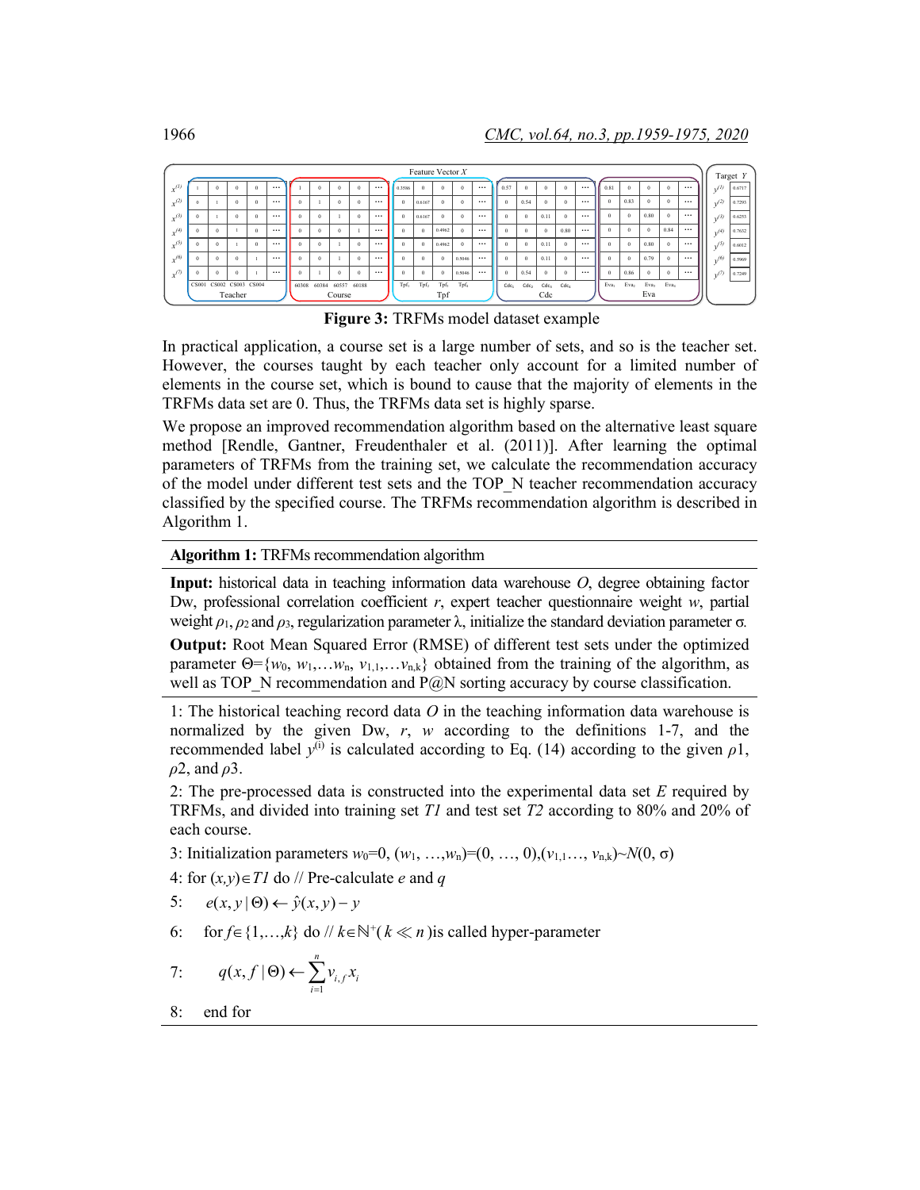| | Teacher | | | | | Course | | | | | Tpf | | | | | Cdc | | | | | Eva | | | | | Target $Y$ | |
|---|---|---|---|---|---|---|---|---|---|---|---|---|---|---|---|---|---|---|---|---|---|---|---|---|---|---|---|
| | CS001 | CS002 | CS003 | CS004 | ··· | 60308 | 60384 | 60557 | 60188 | ··· | $Tpf_1$ | $Tpf_2$ | $Tpf_3$ | $Tpf_4$ | ··· | $Cdc_1$ | $Cdc_2$ | $Cdc_3$ | $Cdc_4$ | ··· | $Eva_1$ | $Eva_2$ | $Eva_3$ | $Eva_4$ | ··· | | |
| $x^{(1)}$ | 1 | 0 | 0 | 0 | ··· | 1 | 0 | 0 | 0 | ··· | 0.3586 | 0 | 0 | 0 | ··· | 0.57 | 0 | 0 | 0 | ··· | 0.81 | 0 | 0 | 0 | ··· | $y^{(1)}$ | 0.6717 |
| $x^{(2)}$ | 0 | 1 | 0 | 0 | ··· | 0 | 1 | 0 | 0 | ··· | 0 | 0.6167 | 0 | 0 | ··· | 0 | 0.54 | 0 | 0 | ··· | 0 | 0.83 | 0 | 0 | ··· | $y^{(2)}$ | 0.7293 |
| $x^{(3)}$ | 0 | 1 | 0 | 0 | ··· | 0 | 0 | 1 | 0 | ··· | 0 | 0.6167 | 0 | 0 | ··· | 0 | 0 | 0.11 | 0 | ··· | 0 | 0 | 0.80 | 0 | ··· | $y^{(3)}$ | 0.6253 |
| $x^{(4)}$ | 0 | 0 | 1 | 0 | ··· | 0 | 0 | 0 | 1 | ··· | 0 | 0 | 0.4962 | 0 | ··· | 0 | 0 | 0 | 0.80 | ··· | 0 | 0 | 0 | 0.84 | ··· | $y^{(4)}$ | 0.7632 |
| $x^{(5)}$ | 0 | 0 | 1 | 0 | ··· | 0 | 0 | 1 | 0 | ··· | 0 | 0 | 0.4962 | 0 | ··· | 0 | 0 | 0.11 | 0 | ··· | 0 | 0 | 0.80 | 0 | ··· | $y^{(5)}$ | 0.6012 |
| $x^{(6)}$ | 0 | 0 | 0 | 1 | ··· | 0 | 0 | 1 | 0 | ··· | 0 | 0 | 0 | 0.5046 | ··· | 0 | 0 | 0.11 | 0 | ··· | 0 | 0 | 0.79 | 0 | ··· | $y^{(6)}$ | 0.5969 |
| $x^{(7)}$ | 0 | 0 | 0 | 1 | ··· | 0 | 1 | 0 | 0 | ··· | 0 | 0 | 0 | 0.5046 | ··· | 0 | 0.54 | 0 | 0 | ··· | 0 | 0.86 | 0 | 0 | ··· | $y^{(7)}$ | 0.7249 |

Feature Vector $X$

**Figure 3:** TRFMs model dataset example

In practical application, a course set is a large number of sets, and so is the teacher set. However, the courses taught by each teacher only account for a limited number of elements in the course set, which is bound to cause that the majority of elements in the TRFMs data set are 0. Thus, the TRFMs data set is highly sparse.

We propose an improved recommendation algorithm based on the alternative least square method [Rendle, Gantner, Freudenthaler et al. (2011)]. After learning the optimal parameters of TRFMs from the training set, we calculate the recommendation accuracy of the model under different test sets and the TOP_N teacher recommendation accuracy classified by the specified course. The TRFMs recommendation algorithm is described in Algorithm 1.

---

**Algorithm 1:** TRFMs recommendation algorithm

---

**Input:** historical data in teaching information data warehouse $O$, degree obtaining factor Dw, professional correlation coefficient $r$, expert teacher questionnaire weight $w$, partial weight $\rho_1$, $\rho_2$ and $\rho_3$, regularization parameter $\lambda$, initialize the standard deviation parameter $\sigma$.

**Output:** Root Mean Squared Error (RMSE) of different test sets under the optimized parameter $\Theta=\{w_0, w_1,\dots w_n, v_{1,1},\dots v_{n,k}\}$ obtained from the training of the algorithm, as well as TOP_N recommendation and P@N sorting accuracy by course classification.

---

1: The historical teaching record data $O$ in the teaching information data warehouse is normalized by the given Dw, $r$, $w$ according to the definitions 1-7, and the recommended label $y^{(i)}$ is calculated according to Eq. (14) according to the given $\rho 1$, $\rho 2$, and $\rho 3$.

2: The pre-processed data is constructed into the experimental data set $E$ required by TRFMs, and divided into training set $T1$ and test set $T2$ according to 80% and 20% of each course.

3: Initialization parameters $w_0=0$, $(w_1, \dots, w_n)=(0, \dots, 0)$, $(v_{1,1}\dots, v_{n,k})\sim N(0, \sigma)$

4: for $(x,y)\in T1$ do // Pre-calculate $e$ and $q$

5: $\quad e(x, y\,|\,\Theta) \leftarrow \hat{y}(x, y) - y$

6: $\quad$ for $f\in\{1,\dots,k\}$ do // $k\in\mathbb{N}^{+}(k \ll n)$ is called hyper-parameter

7: $\quad\quad q(x, f\,|\,\Theta) \leftarrow \sum_{i=1}^{n} v_{i,f} x_i$

8: $\quad$ end for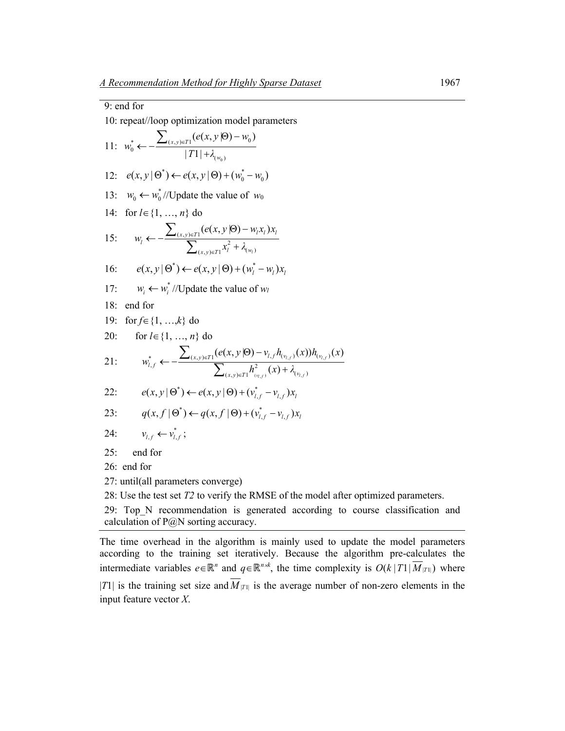9: end for

10: repeat//loop optimization model parameters

11: $w_0^* \leftarrow -\dfrac{\sum_{(x,y)\in T1}(e(x,y|\Theta)-w_0)}{|T1|+\lambda_{(w_0)}}$

12: $e(x,y|\Theta^*) \leftarrow e(x,y|\Theta)+(w_0^*-w_0)$

13: $w_0 \leftarrow w_0^*$ //Update the value of $w_0$

14: for $l\in\{1, \ldots, n\}$ do

15: $\quad w_l \leftarrow -\dfrac{\sum_{(x,y)\in T1}(e(x,y|\Theta)-w_l x_l)x_l}{\sum_{(x,y)\in T1}x_l^2+\lambda_{(w_l)}}$

16: $\quad e(x,y|\Theta^*) \leftarrow e(x,y|\Theta)+(w_l^*-w_l)x_l$

17: $\quad w_i \leftarrow w_i^*$ //Update the value of $w_l$

18: end for

19: for $f\in\{1, \ldots, k\}$ do

20: $\quad$ for $l\in\{1, \ldots, n\}$ do

21: $\quad\quad w_{l,f}^* \leftarrow -\dfrac{\sum_{(x,y)\in T1}(e(x,y|\Theta)-v_{l,f}h_{(v_{l,f})}(x))h_{(v_{l,f})}(x)}{\sum_{(x,y)\in T1}h^2_{(v_{l,f})}(x)+\lambda_{(v_{l,f})}}$

22: $\quad\quad e(x,y|\Theta^*) \leftarrow e(x,y|\Theta)+(v_{l,f}^*-v_{l,f})x_l$

23: $\quad\quad q(x,f|\Theta^*) \leftarrow q(x,f|\Theta)+(v_{l,f}^*-v_{l,f})x_l$

24: $\quad\quad v_{l,f} \leftarrow v_{l,f}^*$;

25: $\quad$ end for

26: end for

27: until(all parameters converge)

28: Use the test set $T2$ to verify the RMSE of the model after optimized parameters.

29: Top_N recommendation is generated according to course classification and calculation of P@N sorting accuracy.

The time overhead in the algorithm is mainly used to update the model parameters according to the training set iteratively. Because the algorithm pre-calculates the intermediate variables $e\in\mathbb{R}^n$ and $q\in\mathbb{R}^{n\times k}$, the time complexity is $O(k\,|T1|\,\overline{M}_{|T1|})$ where $|T1|$ is the training set size and $\overline{M}_{|T1|}$ is the average number of non-zero elements in the input feature vector $X$.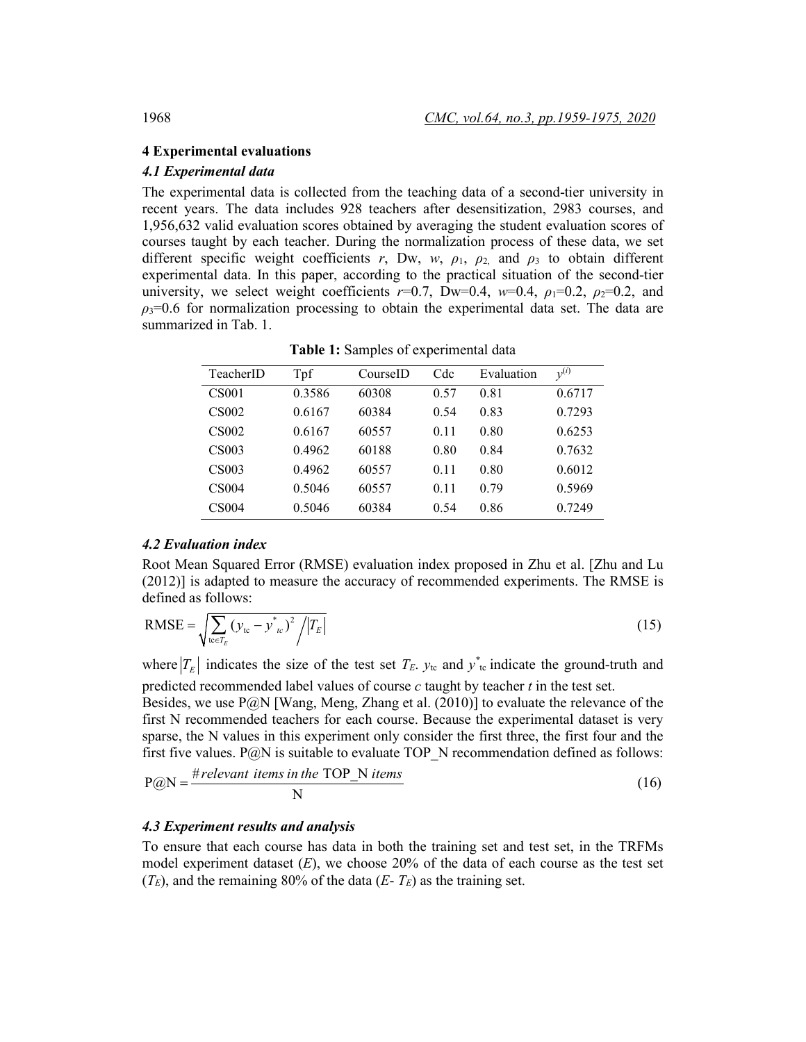## 4 Experimental evaluations

### *4.1 Experimental data*

The experimental data is collected from the teaching data of a second-tier university in recent years. The data includes 928 teachers after desensitization, 2983 courses, and 1,956,632 valid evaluation scores obtained by averaging the student evaluation scores of courses taught by each teacher. During the normalization process of these data, we set different specific weight coefficients $r$, Dw, $w$, $\rho_1$, $\rho_2$, and $\rho_3$ to obtain different experimental data. In this paper, according to the practical situation of the second-tier university, we select weight coefficients $r$=0.7, Dw=0.4, $w$=0.4, $\rho_1$=0.2, $\rho_2$=0.2, and $\rho_3$=0.6 for normalization processing to obtain the experimental data set. The data are summarized in Tab. 1.

**Table 1:** Samples of experimental data

| TeacherID | Tpf | CourseID | Cdc | Evaluation | $y^{(i)}$ |
|---|---|---|---|---|---|
| CS001 | 0.3586 | 60308 | 0.57 | 0.81 | 0.6717 |
| CS002 | 0.6167 | 60384 | 0.54 | 0.83 | 0.7293 |
| CS002 | 0.6167 | 60557 | 0.11 | 0.80 | 0.6253 |
| CS003 | 0.4962 | 60188 | 0.80 | 0.84 | 0.7632 |
| CS003 | 0.4962 | 60557 | 0.11 | 0.80 | 0.6012 |
| CS004 | 0.5046 | 60557 | 0.11 | 0.79 | 0.5969 |
| CS004 | 0.5046 | 60384 | 0.54 | 0.86 | 0.7249 |

### *4.2 Evaluation index*

Root Mean Squared Error (RMSE) evaluation index proposed in Zhu et al. [Zhu and Lu (2012)] is adapted to measure the accuracy of recommended experiments. The RMSE is defined as follows:

$$\mathrm{RMSE} = \sqrt{\sum_{\mathrm{tc} \in T_E} (y_{\mathrm{tc}} - y^*_{tc})^2 \Big/ |T_E|} \tag{15}$$

where $|T_E|$ indicates the size of the test set $T_E$. $y_{\mathrm{tc}}$ and $y^*_{\mathrm{tc}}$ indicate the ground-truth and predicted recommended label values of course $c$ taught by teacher $t$ in the test set.

Besides, we use P@N [Wang, Meng, Zhang et al. (2010)] to evaluate the relevance of the first N recommended teachers for each course. Because the experimental dataset is very sparse, the N values in this experiment only consider the first three, the first four and the first five values. P@N is suitable to evaluate TOP_N recommendation defined as follows:

$$\mathrm{P@N} = \frac{\#\,relevant\ \ items\ in\ the\ \mathrm{TOP\_N}\ items}{\mathrm{N}} \tag{16}$$

### *4.3 Experiment results and analysis*

To ensure that each course has data in both the training set and test set, in the TRFMs model experiment dataset ($E$), we choose 20% of the data of each course as the test set ($T_E$), and the remaining 80% of the data ($E$- $T_E$) as the training set.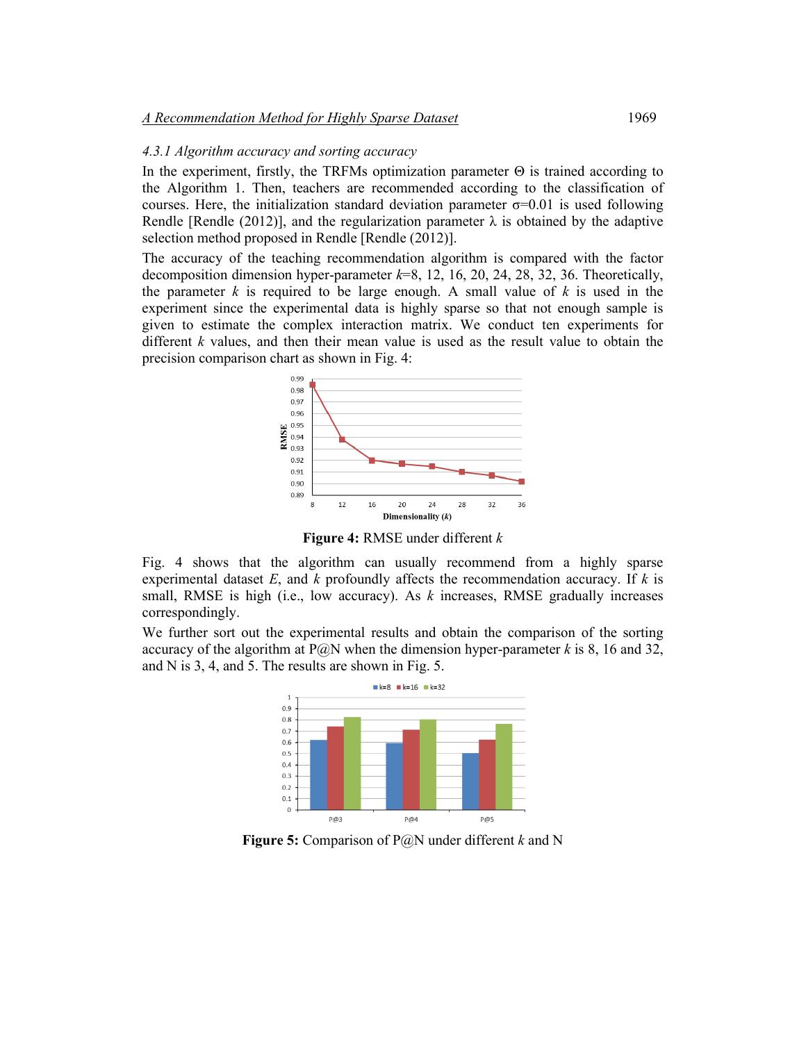*4.3.1 Algorithm accuracy and sorting accuracy*

In the experiment, firstly, the TRFMs optimization parameter Θ is trained according to the Algorithm 1. Then, teachers are recommended according to the classification of courses. Here, the initialization standard deviation parameter $\sigma=0.01$ is used following Rendle [Rendle (2012)], and the regularization parameter $\lambda$ is obtained by the adaptive selection method proposed in Rendle [Rendle (2012)].

The accuracy of the teaching recommendation algorithm is compared with the factor decomposition dimension hyper-parameter $k$=8, 12, 16, 20, 24, 28, 32, 36. Theoretically, the parameter $k$ is required to be large enough. A small value of $k$ is used in the experiment since the experimental data is highly sparse so that not enough sample is given to estimate the complex interaction matrix. We conduct ten experiments for different $k$ values, and then their mean value is used as the result value to obtain the precision comparison chart as shown in Fig. 4:

**Figure 4:** RMSE under different $k$

Fig. 4 shows that the algorithm can usually recommend from a highly sparse experimental dataset $E$, and $k$ profoundly affects the recommendation accuracy. If $k$ is small, RMSE is high (i.e., low accuracy). As $k$ increases, RMSE gradually increases correspondingly.

We further sort out the experimental results and obtain the comparison of the sorting accuracy of the algorithm at P@N when the dimension hyper-parameter $k$ is 8, 16 and 32, and N is 3, 4, and 5. The results are shown in Fig. 5.

**Figure 5:** Comparison of P@N under different $k$ and N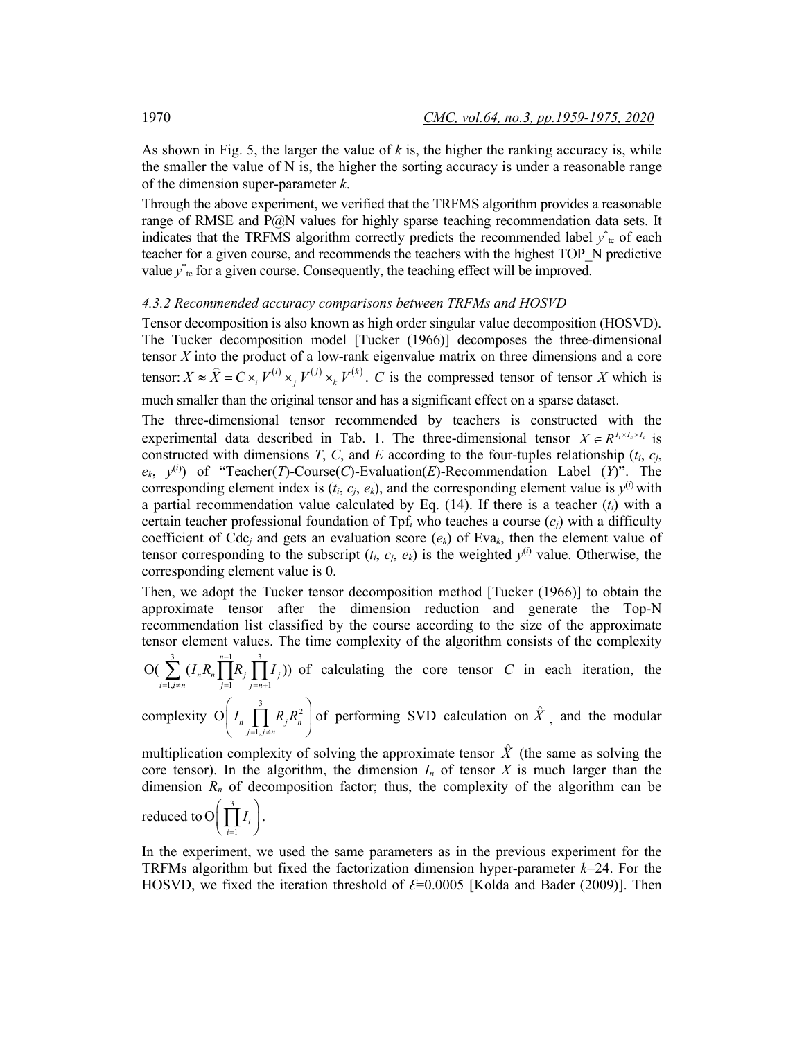As shown in Fig. 5, the larger the value of $k$ is, the higher the ranking accuracy is, while the smaller the value of N is, the higher the sorting accuracy is under a reasonable range of the dimension super-parameter $k$.

Through the above experiment, we verified that the TRFMS algorithm provides a reasonable range of RMSE and P@N values for highly sparse teaching recommendation data sets. It indicates that the TRFMS algorithm correctly predicts the recommended label $y^*_{\text{tc}}$ of each teacher for a given course, and recommends the teachers with the highest TOP_N predictive value $y^*_{\text{tc}}$ for a given course. Consequently, the teaching effect will be improved.

#### *4.3.2 Recommended accuracy comparisons between TRFMs and HOSVD*

Tensor decomposition is also known as high order singular value decomposition (HOSVD). The Tucker decomposition model [Tucker (1966)] decomposes the three-dimensional tensor $X$ into the product of a low-rank eigenvalue matrix on three dimensions and a core tensor: $X \approx \widehat{X} = C \times_i V^{(i)} \times_j V^{(j)} \times_k V^{(k)}$. $C$ is the compressed tensor of tensor $X$ which is much smaller than the original tensor and has a significant effect on a sparse dataset.

The three-dimensional tensor recommended by teachers is constructed with the experimental data described in Tab. 1. The three-dimensional tensor $X \in R^{I_t \times I_c \times I_e}$ is constructed with dimensions $T$, $C$, and $E$ according to the four-tuples relationship ($t_i$, $c_j$, $e_k$, $y^{(i)}$) of "Teacher($T$)-Course($C$)-Evaluation($E$)-Recommendation Label ($Y$)". The corresponding element index is ($t_i$, $c_j$, $e_k$), and the corresponding element value is $y^{(i)}$ with a partial recommendation value calculated by Eq. (14). If there is a teacher ($t_i$) with a certain teacher professional foundation of $\text{Tpf}_i$ who teaches a course ($c_j$) with a difficulty coefficient of $\text{Cdc}_j$ and gets an evaluation score ($e_k$) of $\text{Eva}_k$, then the element value of tensor corresponding to the subscript ($t_i$, $c_j$, $e_k$) is the weighted $y^{(i)}$ value. Otherwise, the corresponding element value is 0.

Then, we adopt the Tucker tensor decomposition method [Tucker (1966)] to obtain the approximate tensor after the dimension reduction and generate the Top-N recommendation list classified by the course according to the size of the approximate tensor element values. The time complexity of the algorithm consists of the complexity $\text{O}(\sum_{i=1, i \neq n}^{3} (I_n R_n \prod_{j=1}^{n-1} R_j \prod_{j=n+1}^{3} I_j))$ of calculating the core tensor $C$ in each iteration, the complexity $\text{O}\left( I_n \prod_{j=1, j \neq n}^{3} R_j R_n^2 \right)$ of performing SVD calculation on $\hat{X}$, and the modular multiplication complexity of solving the approximate tensor $\hat{X}$ (the same as solving the core tensor). In the algorithm, the dimension $I_n$ of tensor $X$ is much larger than the dimension $R_n$ of decomposition factor; thus, the complexity of the algorithm can be reduced to $\text{O}\left( \prod_{i=1}^{3} I_i \right)$.

In the experiment, we used the same parameters as in the previous experiment for the TRFMs algorithm but fixed the factorization dimension hyper-parameter $k$=24. For the HOSVD, we fixed the iteration threshold of $\mathcal{E}$=0.0005 [Kolda and Bader (2009)]. Then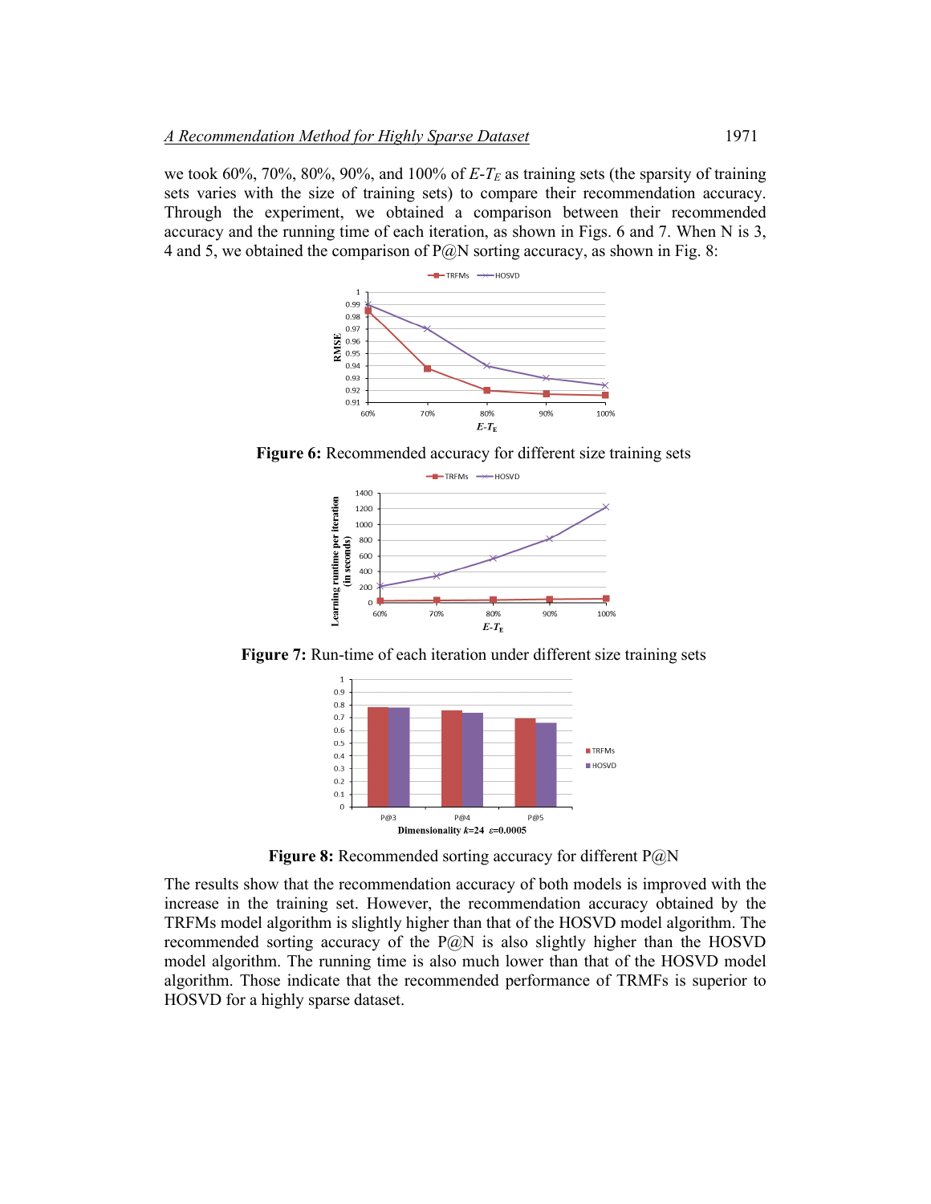we took 60%, 70%, 80%, 90%, and 100% of $E$-$T_E$ as training sets (the sparsity of training sets varies with the size of training sets) to compare their recommendation accuracy. Through the experiment, we obtained a comparison between their recommended accuracy and the running time of each iteration, as shown in Figs. 6 and 7. When N is 3, 4 and 5, we obtained the comparison of P@N sorting accuracy, as shown in Fig. 8:

**Figure 6:** Recommended accuracy for different size training sets

**Figure 7:** Run-time of each iteration under different size training sets

**Figure 8:** Recommended sorting accuracy for different P@N

The results show that the recommendation accuracy of both models is improved with the increase in the training set. However, the recommendation accuracy obtained by the TRFMs model algorithm is slightly higher than that of the HOSVD model algorithm. The recommended sorting accuracy of the P@N is also slightly higher than the HOSVD model algorithm. The running time is also much lower than that of the HOSVD model algorithm. Those indicate that the recommended performance of TRMFs is superior to HOSVD for a highly sparse dataset.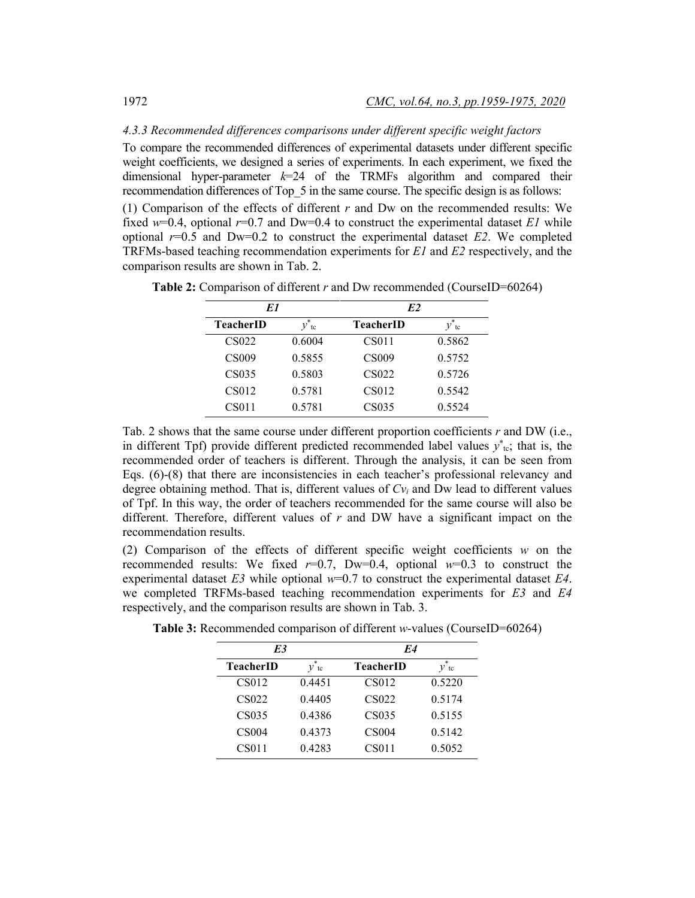#### 4.3.3 Recommended differences comparisons under different specific weight factors

To compare the recommended differences of experimental datasets under different specific weight coefficients, we designed a series of experiments. In each experiment, we fixed the dimensional hyper-parameter $k$=24 of the TRMFs algorithm and compared their recommendation differences of Top_5 in the same course. The specific design is as follows:

(1) Comparison of the effects of different $r$ and Dw on the recommended results: We fixed $w$=0.4, optional $r$=0.7 and Dw=0.4 to construct the experimental dataset *E1* while optional $r$=0.5 and Dw=0.2 to construct the experimental dataset *E2*. We completed TRFMs-based teaching recommendation experiments for *E1* and *E2* respectively, and the comparison results are shown in Tab. 2.

**Table 2:** Comparison of different $r$ and Dw recommended (CourseID=60264)

| *E1* | | *E2* | |
|---|---|---|---|
| **TeacherID** | $y^*_{tc}$ | **TeacherID** | $y^*_{tc}$ |
| CS022 | 0.6004 | CS011 | 0.5862 |
| CS009 | 0.5855 | CS009 | 0.5752 |
| CS035 | 0.5803 | CS022 | 0.5726 |
| CS012 | 0.5781 | CS012 | 0.5542 |
| CS011 | 0.5781 | CS035 | 0.5524 |

Tab. 2 shows that the same course under different proportion coefficients $r$ and DW (i.e., in different Tpf) provide different predicted recommended label values $y^*_{tc}$; that is, the recommended order of teachers is different. Through the analysis, it can be seen from Eqs. (6)-(8) that there are inconsistencies in each teacher's professional relevancy and degree obtaining method. That is, different values of $Cv_i$ and Dw lead to different values of Tpf. In this way, the order of teachers recommended for the same course will also be different. Therefore, different values of $r$ and DW have a significant impact on the recommendation results.

(2) Comparison of the effects of different specific weight coefficients $w$ on the recommended results: We fixed $r$=0.7, Dw=0.4, optional $w$=0.3 to construct the experimental dataset *E3* while optional $w$=0.7 to construct the experimental dataset *E4*. we completed TRFMs-based teaching recommendation experiments for *E3* and *E4* respectively, and the comparison results are shown in Tab. 3.

**Table 3:** Recommended comparison of different $w$-values (CourseID=60264)

| *E3* | | *E4* | |
|---|---|---|---|
| **TeacherID** | $y^*_{tc}$ | **TeacherID** | $y^*_{tc}$ |
| CS012 | 0.4451 | CS012 | 0.5220 |
| CS022 | 0.4405 | CS022 | 0.5174 |
| CS035 | 0.4386 | CS035 | 0.5155 |
| CS004 | 0.4373 | CS004 | 0.5142 |
| CS011 | 0.4283 | CS011 | 0.5052 |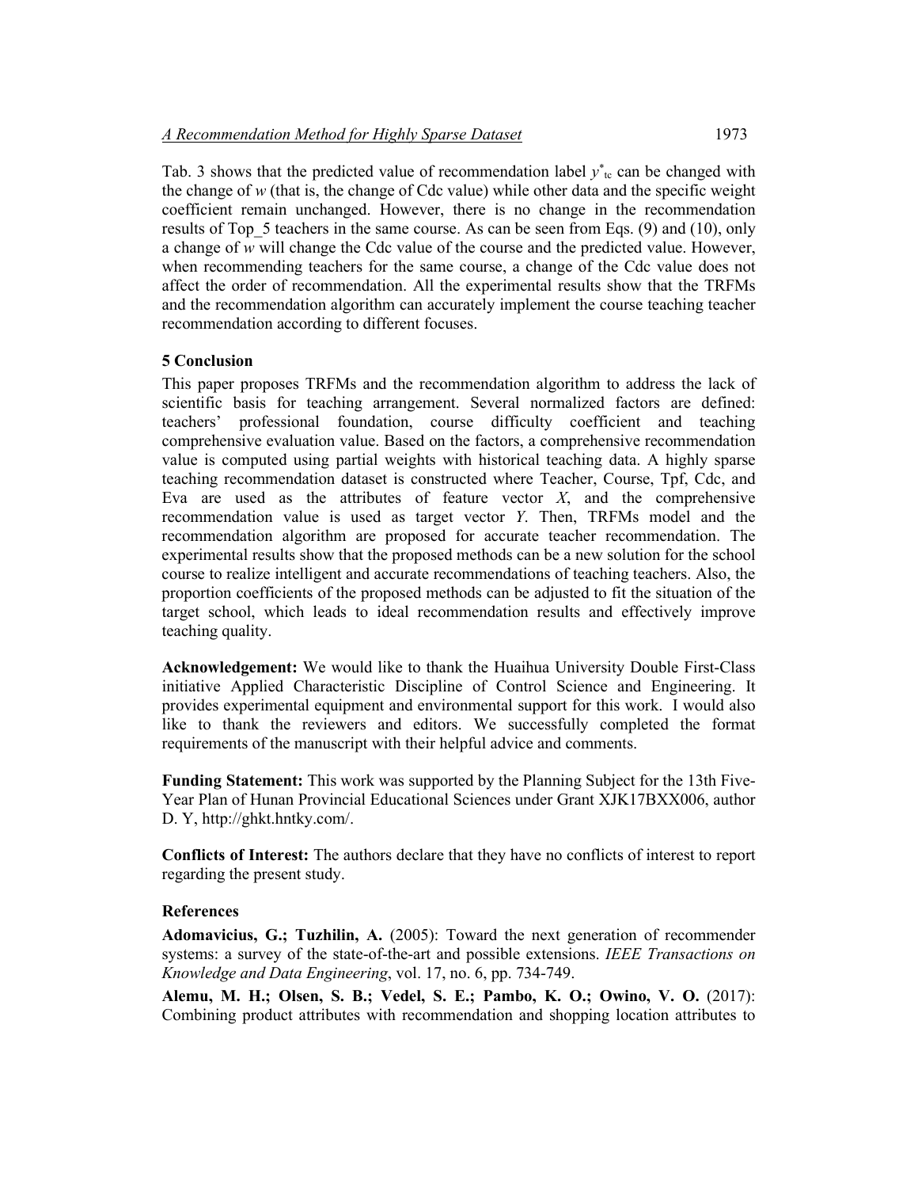Tab. 3 shows that the predicted value of recommendation label $y^*_{tc}$ can be changed with the change of $w$ (that is, the change of Cdc value) while other data and the specific weight coefficient remain unchanged. However, there is no change in the recommendation results of Top_5 teachers in the same course. As can be seen from Eqs. (9) and (10), only a change of $w$ will change the Cdc value of the course and the predicted value. However, when recommending teachers for the same course, a change of the Cdc value does not affect the order of recommendation. All the experimental results show that the TRFMs and the recommendation algorithm can accurately implement the course teaching teacher recommendation according to different focuses.

## 5 Conclusion

This paper proposes TRFMs and the recommendation algorithm to address the lack of scientific basis for teaching arrangement. Several normalized factors are defined: teachers' professional foundation, course difficulty coefficient and teaching comprehensive evaluation value. Based on the factors, a comprehensive recommendation value is computed using partial weights with historical teaching data. A highly sparse teaching recommendation dataset is constructed where Teacher, Course, Tpf, Cdc, and Eva are used as the attributes of feature vector $X$, and the comprehensive recommendation value is used as target vector $Y$. Then, TRFMs model and the recommendation algorithm are proposed for accurate teacher recommendation. The experimental results show that the proposed methods can be a new solution for the school course to realize intelligent and accurate recommendations of teaching teachers. Also, the proportion coefficients of the proposed methods can be adjusted to fit the situation of the target school, which leads to ideal recommendation results and effectively improve teaching quality.

**Acknowledgement:** We would like to thank the Huaihua University Double First-Class initiative Applied Characteristic Discipline of Control Science and Engineering. It provides experimental equipment and environmental support for this work. I would also like to thank the reviewers and editors. We successfully completed the format requirements of the manuscript with their helpful advice and comments.

**Funding Statement:** This work was supported by the Planning Subject for the 13th Five-Year Plan of Hunan Provincial Educational Sciences under Grant XJK17BXX006, author D. Y, http://ghkt.hntky.com/.

**Conflicts of Interest:** The authors declare that they have no conflicts of interest to report regarding the present study.

## References

**Adomavicius, G.; Tuzhilin, A.** (2005): Toward the next generation of recommender systems: a survey of the state-of-the-art and possible extensions. *IEEE Transactions on Knowledge and Data Engineering*, vol. 17, no. 6, pp. 734-749.

**Alemu, M. H.; Olsen, S. B.; Vedel, S. E.; Pambo, K. O.; Owino, V. O.** (2017): Combining product attributes with recommendation and shopping location attributes to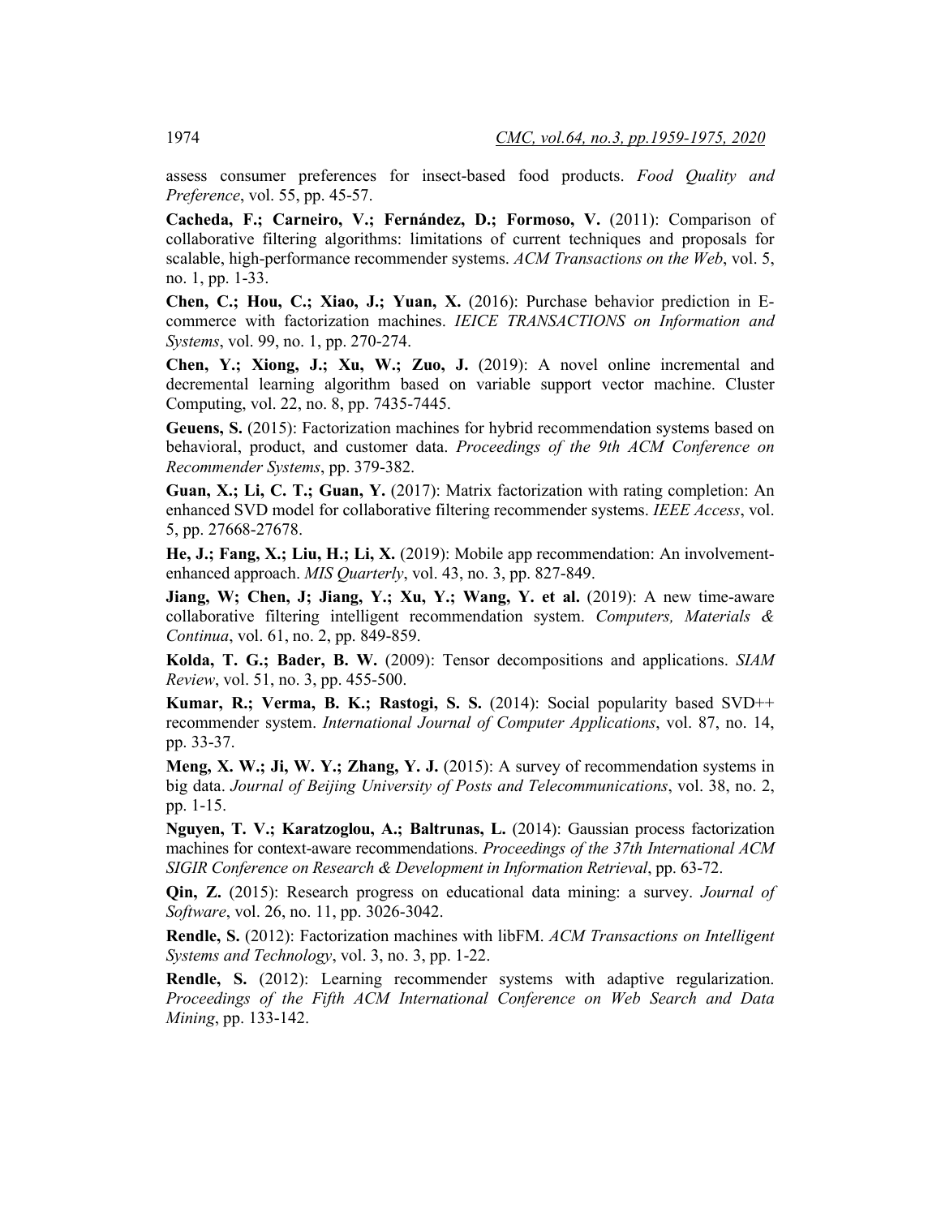assess consumer preferences for insect-based food products. *Food Quality and Preference*, vol. 55, pp. 45-57.

**Cacheda, F.; Carneiro, V.; Fernández, D.; Formoso, V.** (2011): Comparison of collaborative filtering algorithms: limitations of current techniques and proposals for scalable, high-performance recommender systems. *ACM Transactions on the Web*, vol. 5, no. 1, pp. 1-33.

**Chen, C.; Hou, C.; Xiao, J.; Yuan, X.** (2016): Purchase behavior prediction in E-commerce with factorization machines. *IEICE TRANSACTIONS on Information and Systems*, vol. 99, no. 1, pp. 270-274.

**Chen, Y.; Xiong, J.; Xu, W.; Zuo, J.** (2019): A novel online incremental and decremental learning algorithm based on variable support vector machine. Cluster Computing, vol. 22, no. 8, pp. 7435-7445.

**Geuens, S.** (2015): Factorization machines for hybrid recommendation systems based on behavioral, product, and customer data. *Proceedings of the 9th ACM Conference on Recommender Systems*, pp. 379-382.

**Guan, X.; Li, C. T.; Guan, Y.** (2017): Matrix factorization with rating completion: An enhanced SVD model for collaborative filtering recommender systems. *IEEE Access*, vol. 5, pp. 27668-27678.

**He, J.; Fang, X.; Liu, H.; Li, X.** (2019): Mobile app recommendation: An involvement-enhanced approach. *MIS Quarterly*, vol. 43, no. 3, pp. 827-849.

**Jiang, W; Chen, J; Jiang, Y.; Xu, Y.; Wang, Y. et al.** (2019): A new time-aware collaborative filtering intelligent recommendation system. *Computers, Materials & Continua*, vol. 61, no. 2, pp. 849-859.

**Kolda, T. G.; Bader, B. W.** (2009): Tensor decompositions and applications. *SIAM Review*, vol. 51, no. 3, pp. 455-500.

**Kumar, R.; Verma, B. K.; Rastogi, S. S.** (2014): Social popularity based SVD++ recommender system. *International Journal of Computer Applications*, vol. 87, no. 14, pp. 33-37.

**Meng, X. W.; Ji, W. Y.; Zhang, Y. J.** (2015): A survey of recommendation systems in big data. *Journal of Beijing University of Posts and Telecommunications*, vol. 38, no. 2, pp. 1-15.

**Nguyen, T. V.; Karatzoglou, A.; Baltrunas, L.** (2014): Gaussian process factorization machines for context-aware recommendations. *Proceedings of the 37th International ACM SIGIR Conference on Research & Development in Information Retrieval*, pp. 63-72.

**Qin, Z.** (2015): Research progress on educational data mining: a survey. *Journal of Software*, vol. 26, no. 11, pp. 3026-3042.

**Rendle, S.** (2012): Factorization machines with libFM. *ACM Transactions on Intelligent Systems and Technology*, vol. 3, no. 3, pp. 1-22.

**Rendle, S.** (2012): Learning recommender systems with adaptive regularization. *Proceedings of the Fifth ACM International Conference on Web Search and Data Mining*, pp. 133-142.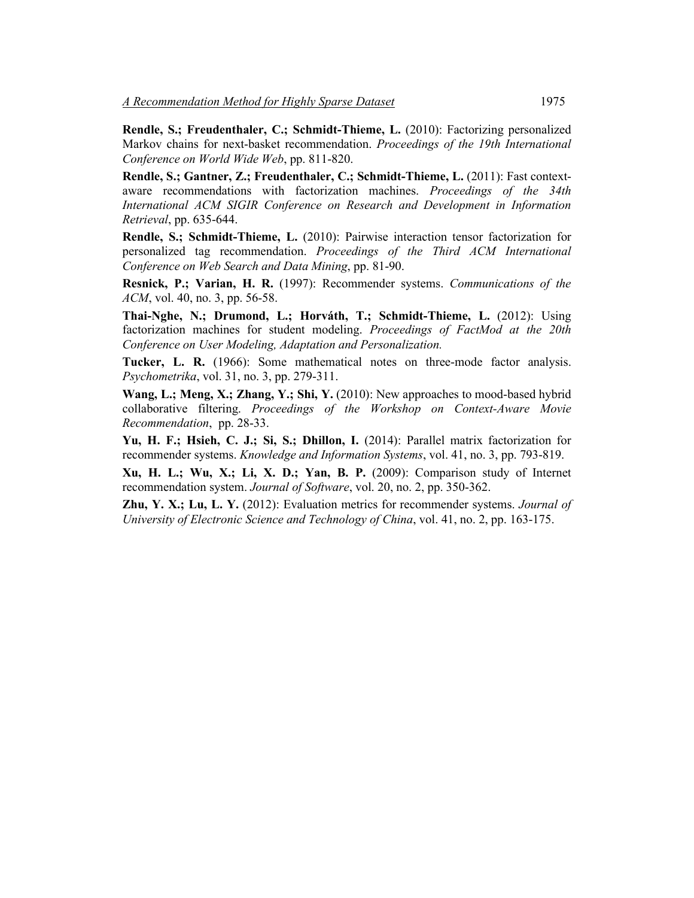**Rendle, S.; Freudenthaler, C.; Schmidt-Thieme, L.** (2010): Factorizing personalized Markov chains for next-basket recommendation. *Proceedings of the 19th International Conference on World Wide Web*, pp. 811-820.

**Rendle, S.; Gantner, Z.; Freudenthaler, C.; Schmidt-Thieme, L.** (2011): Fast context-aware recommendations with factorization machines. *Proceedings of the 34th International ACM SIGIR Conference on Research and Development in Information Retrieval*, pp. 635-644.

**Rendle, S.; Schmidt-Thieme, L.** (2010): Pairwise interaction tensor factorization for personalized tag recommendation. *Proceedings of the Third ACM International Conference on Web Search and Data Mining*, pp. 81-90.

**Resnick, P.; Varian, H. R.** (1997): Recommender systems. *Communications of the ACM*, vol. 40, no. 3, pp. 56-58.

**Thai-Nghe, N.; Drumond, L.; Horváth, T.; Schmidt-Thieme, L.** (2012): Using factorization machines for student modeling. *Proceedings of FactMod at the 20th Conference on User Modeling, Adaptation and Personalization.*

**Tucker, L. R.** (1966): Some mathematical notes on three-mode factor analysis. *Psychometrika*, vol. 31, no. 3, pp. 279-311.

**Wang, L.; Meng, X.; Zhang, Y.; Shi, Y.** (2010): New approaches to mood-based hybrid collaborative filtering. *Proceedings of the Workshop on Context-Aware Movie Recommendation*, pp. 28-33.

**Yu, H. F.; Hsieh, C. J.; Si, S.; Dhillon, I.** (2014): Parallel matrix factorization for recommender systems. *Knowledge and Information Systems*, vol. 41, no. 3, pp. 793-819.

**Xu, H. L.; Wu, X.; Li, X. D.; Yan, B. P.** (2009): Comparison study of Internet recommendation system. *Journal of Software*, vol. 20, no. 2, pp. 350-362.

**Zhu, Y. X.; Lu, L. Y.** (2012): Evaluation metrics for recommender systems. *Journal of University of Electronic Science and Technology of China*, vol. 41, no. 2, pp. 163-175.